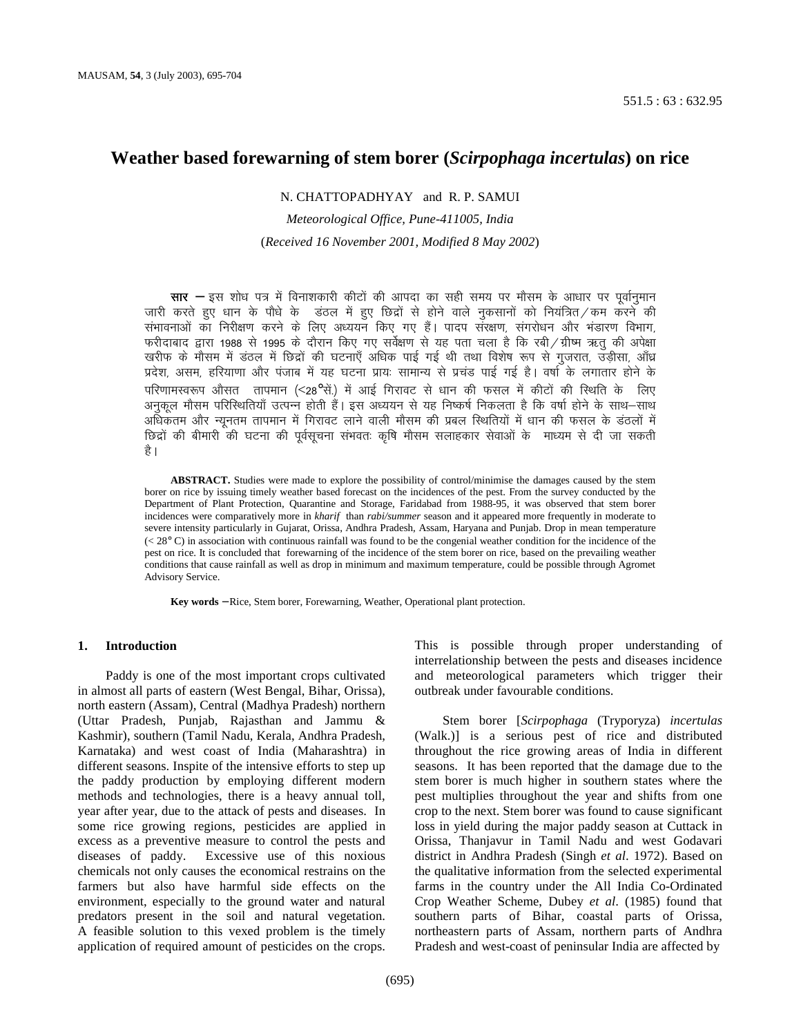551.5 : 63 : 632.95

# Weather based forewarning of stem borer (*Scirpophaga incertulas*) on rice

N. CHATTOPADHYAY and R. P. SAMUI

*Meteorological Office, Pune-411005, India*

(*Received 16 November 2001, Modified 8 May 2002*)

**सार** – इस शोध पत्र में विनाशकारी कीटों की आपदा का सही समय पर मौसम के आधार पर पूर्वानुमान जारी करते हुए धान के पौधे के डंठल में हुए छिद्रों से होने वाले नुकसानों को नियंत्रित/कम करने की संभावनाओं का निरीक्षण करने के लिए अध्ययन किए गए हैं। पादप संरक्षण, संगरोधन और भंडारण विभाग, फरीदाबाद द्वारा 1988 से 1995 के दौरान किए गए सर्वेक्षण से यह पता चला है कि रबी/ग्रीष्म ऋतु की अपेक्षा खरीफ के मौसम में डंठल में छिद्रों की घटनाएँ अधिक पाई गई थी तथा विशेष रूप से गुजरात, उड़ीसा, आँध्र प्रदेश, असम, हरियाणा और पंजाब में यह घटना प्रायः सामान्य से प्रचंड पाई गई है। वर्षा के लगातार होने के परिणामस्वरूप औसत तापमान (<28° सें.) में आई गिरावट से धान की फसल में कीटों की स्थिति के लिए अनुकूल मौसम परिस्थितियाँ उत्पन्न होती हैं। इस अध्ययन से यह निष्कर्ष निकलता है कि वर्षा होने के साथ–साथ अधिकतम और न्यूनतम तापमान में गिरावट लाने वाली मौसम की प्रबल स्थितियों में धान की फसल के डंठलों में छिद्रों की बीमारी की घटना की पूर्वसूचना संभवतः कृषि मौसम सलाहकार सेवाओं के माध्यम से दी जा सकती है।

**ABSTRACT.** Studies were made to explore the possibility of control/minimise the damages caused by the stem borer on rice by issuing timely weather based forecast on the incidences of the pest. From the survey conducted by the Department of Plant Protection, Quarantine and Storage, Faridabad from 1988-95, it was observed that stem borer incidences were comparatively more in *kharif* than *rabi/summer* season and it appeared more frequently in moderate to severe intensity particularly in Gujarat, Orissa, Andhra Pradesh, Assam, Haryana and Punjab. Drop in mean temperature (< 28° C) in association with continuous rainfall was found to be the congenial weather condition for the incidence of the pest on rice. It is concluded that forewarning of the incidence of the stem borer on rice, based on the prevailing weather conditions that cause rainfall as well as drop in minimum and maximum temperature, could be possible through Agromet Advisory Service.

**Key words** – Rice, Stem borer, Forewarning, Weather, Operational plant protection.

## 1. Introduction

Paddy is one of the most important crops cultivated in almost all parts of eastern (West Bengal, Bihar, Orissa), north eastern (Assam), Central (Madhya Pradesh) northern (Uttar Pradesh, Punjab, Rajasthan and Jammu & Kashmir), southern (Tamil Nadu, Kerala, Andhra Pradesh, Karnataka) and west coast of India (Maharashtra) in different seasons. Inspite of the intensive efforts to step up the paddy production by employing different modern methods and technologies, there is a heavy annual toll, year after year, due to the attack of pests and diseases. In some rice growing regions, pesticides are applied in excess as a preventive measure to control the pests and diseases of paddy. Excessive use of this noxious chemicals not only causes the economical restrains on the farmers but also have harmful side effects on the environment, especially to the ground water and natural predators present in the soil and natural vegetation. A feasible solution to this vexed problem is the timely application of required amount of pesticides on the crops. This is possible through proper understanding of interrelationship between the pests and diseases incidence and meteorological parameters which trigger their outbreak under favourable conditions.

Stem borer [*Scirpophaga* (Tryporyza) *incertulas* (Walk.)] is a serious pest of rice and distributed throughout the rice growing areas of India in different seasons. It has been reported that the damage due to the stem borer is much higher in southern states where the pest multiplies throughout the year and shifts from one crop to the next. Stem borer was found to cause significant loss in yield during the major paddy season at Cuttack in Orissa, Thanjavur in Tamil Nadu and west Godavari district in Andhra Pradesh (Singh *et al*. 1972). Based on the qualitative information from the selected experimental farms in the country under the All India Co-Ordinated Crop Weather Scheme, Dubey *et al*. (1985) found that southern parts of Bihar, coastal parts of Orissa, northeastern parts of Assam, northern parts of Andhra Pradesh and west-coast of peninsular India are affected by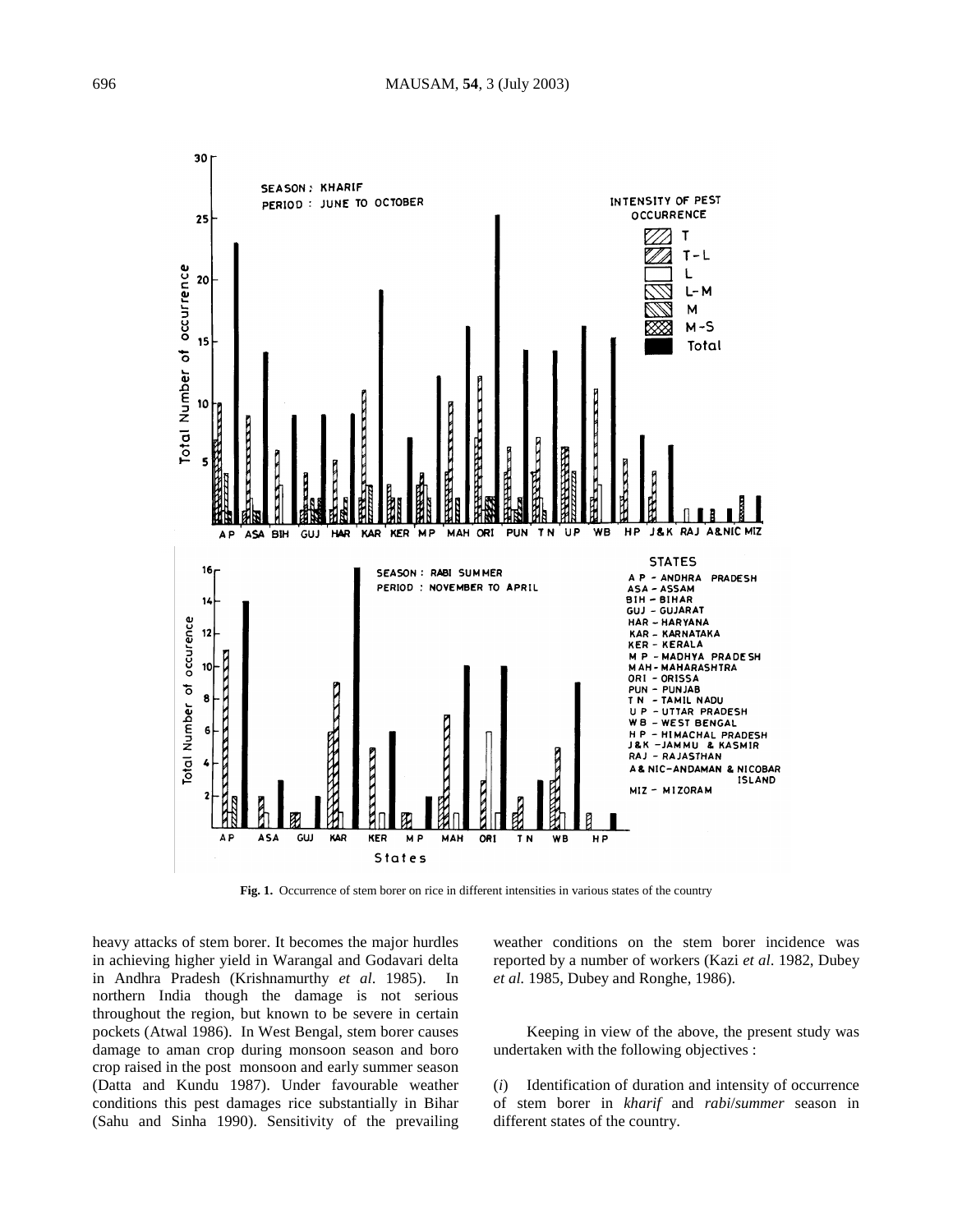Fig. 1. Occurrence of stem borer on rice in different intensities in various states of the country

heavy attacks of stem borer. It becomes the major hurdles in achieving higher yield in Warangal and Godavari delta in Andhra Pradesh (Krishnamurthy *et al*. 1985). In northern India though the damage is not serious throughout the region, but known to be severe in certain pockets (Atwal 1986). In West Bengal, stem borer causes damage to aman crop during monsoon season and boro crop raised in the post monsoon and early summer season (Datta and Kundu 1987). Under favourable weather conditions this pest damages rice substantially in Bihar (Sahu and Sinha 1990). Sensitivity of the prevailing weather conditions on the stem borer incidence was reported by a number of workers (Kazi *et al*. 1982, Dubey *et al.* 1985, Dubey and Ronghe, 1986).

Keeping in view of the above, the present study was undertaken with the following objectives :

(*i*) Identification of duration and intensity of occurrence of stem borer in *kharif* and *rabi*/*summer* season in different states of the country.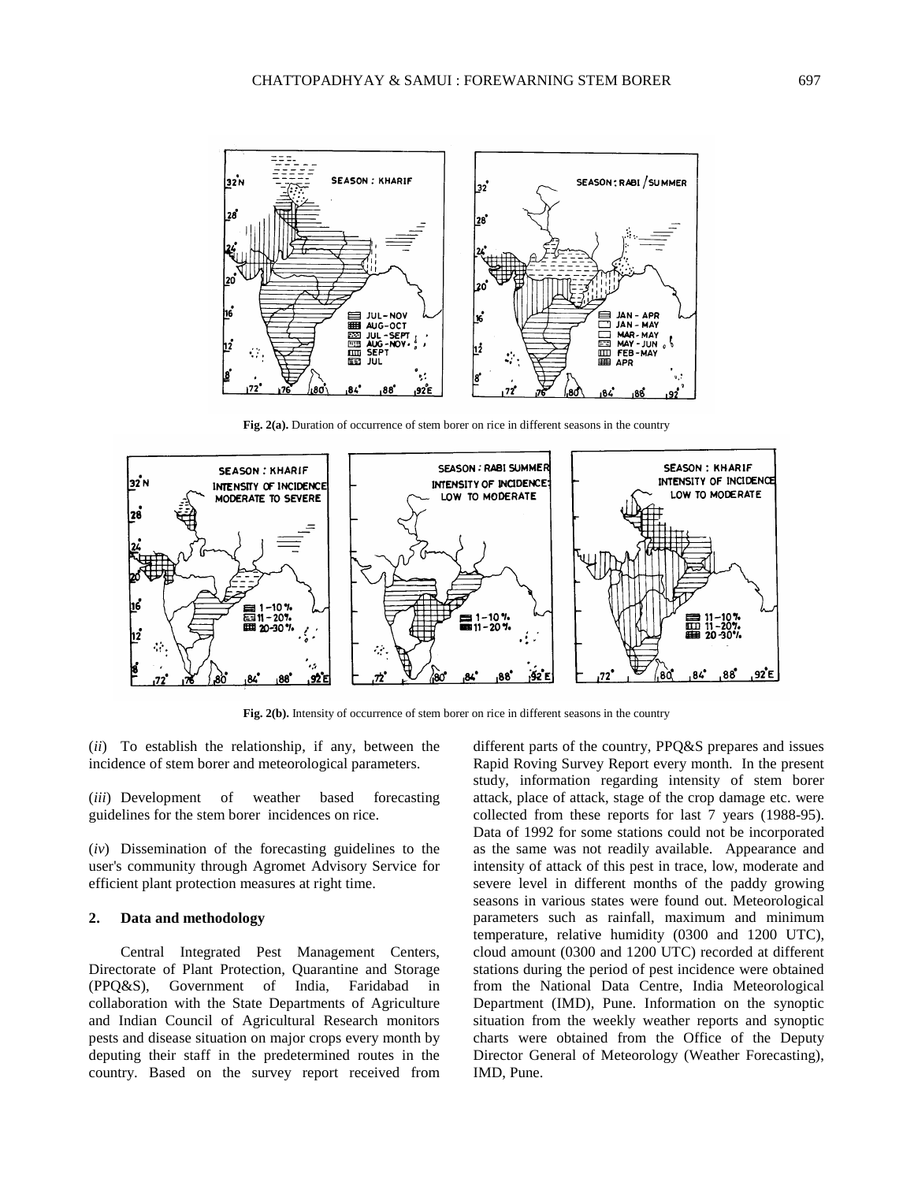Fig. 2(a). Duration of occurrence of stem borer on rice in different seasons in the country

Fig. 2(b). Intensity of occurrence of stem borer on rice in different seasons in the country

(*ii*) To establish the relationship, if any, between the incidence of stem borer and meteorological parameters.

(*iii*) Development of weather based forecasting guidelines for the stem borer incidences on rice.

(*iv*) Dissemination of the forecasting guidelines to the user's community through Agromet Advisory Service for efficient plant protection measures at right time.

## 2. Data and methodology

Central Integrated Pest Management Centers, Directorate of Plant Protection, Quarantine and Storage (PPQ&S), Government of India, Faridabad in collaboration with the State Departments of Agriculture and Indian Council of Agricultural Research monitors pests and disease situation on major crops every month by deputing their staff in the predetermined routes in the country. Based on the survey report received from different parts of the country, PPQ&S prepares and issues Rapid Roving Survey Report every month. In the present study, information regarding intensity of stem borer attack, place of attack, stage of the crop damage etc. were collected from these reports for last 7 years (1988-95). Data of 1992 for some stations could not be incorporated as the same was not readily available. Appearance and intensity of attack of this pest in trace, low, moderate and severe level in different months of the paddy growing seasons in various states were found out. Meteorological parameters such as rainfall, maximum and minimum temperature, relative humidity (0300 and 1200 UTC), cloud amount (0300 and 1200 UTC) recorded at different stations during the period of pest incidence were obtained from the National Data Centre, India Meteorological Department (IMD), Pune. Information on the synoptic situation from the weekly weather reports and synoptic charts were obtained from the Office of the Deputy Director General of Meteorology (Weather Forecasting), IMD, Pune.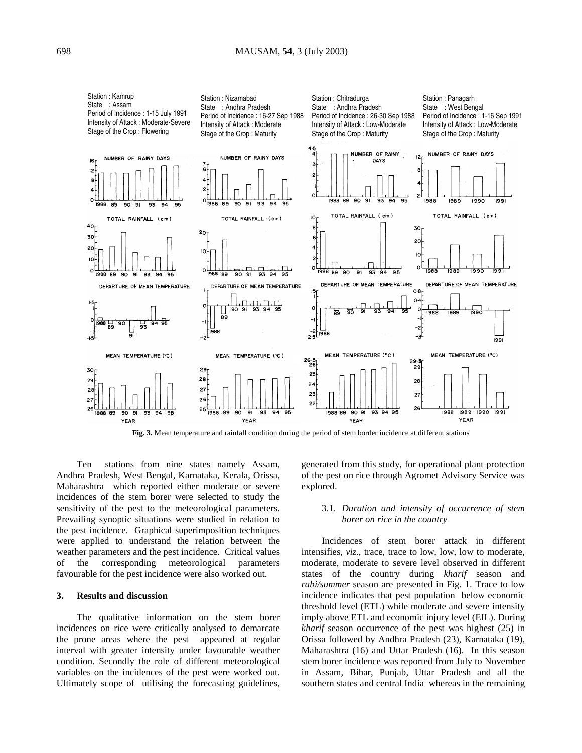Station : Kamrup
State : Assam
Period of Incidence : 1-15 July 1991
Intensity of Attack : Moderate-Severe
Stage of the Crop : Flowering

Station : Nizamabad
State : Andhra Pradesh
Period of Incidence : 16-27 Sep 1988
Intensity of Attack : Moderate
Stage of the Crop : Maturity

Station : Chitradurga
State : Andhra Pradesh
Period of Incidence : 26-30 Sep 1988
Intensity of Attack : Low-Moderate
Stage of the Crop : Maturity

Station : Panagarh
State : West Bengal
Period of Incidence : 1-16 Sep 1991
Intensity of Attack : Low-Moderate
Stage of the Crop : Maturity

**Fig. 3.** Mean temperature and rainfall condition during the period of stem border incidence at different stations

Ten stations from nine states namely Assam, Andhra Pradesh, West Bengal, Karnataka, Kerala, Orissa, Maharashtra which reported either moderate or severe incidences of the stem borer were selected to study the sensitivity of the pest to the meteorological parameters. Prevailing synoptic situations were studied in relation to the pest incidence. Graphical superimposition techniques were applied to understand the relation between the weather parameters and the pest incidence. Critical values of the corresponding meteorological parameters favourable for the pest incidence were also worked out.

## 3. Results and discussion

The qualitative information on the stem borer incidences on rice were critically analysed to demarcate the prone areas where the pest appeared at regular interval with greater intensity under favourable weather condition. Secondly the role of different meteorological variables on the incidences of the pest were worked out. Ultimately scope of utilising the forecasting guidelines, generated from this study, for operational plant protection of the pest on rice through Agromet Advisory Service was explored.

### 3.1. *Duration and intensity of occurrence of stem borer on rice in the country*

Incidences of stem borer attack in different intensifies, *viz*., trace, trace to low, low, low to moderate, moderate, moderate to severe level observed in different states of the country during *kharif* season and *rabi/summer* season are presented in Fig. 1. Trace to low incidence indicates that pest population below economic threshold level (ETL) while moderate and severe intensity imply above ETL and economic injury level (EIL). During *kharif* season occurrence of the pest was highest (25) in Orissa followed by Andhra Pradesh (23), Karnataka (19), Maharashtra (16) and Uttar Pradesh (16). In this season stem borer incidence was reported from July to November in Assam, Bihar, Punjab, Uttar Pradesh and all the southern states and central India whereas in the remaining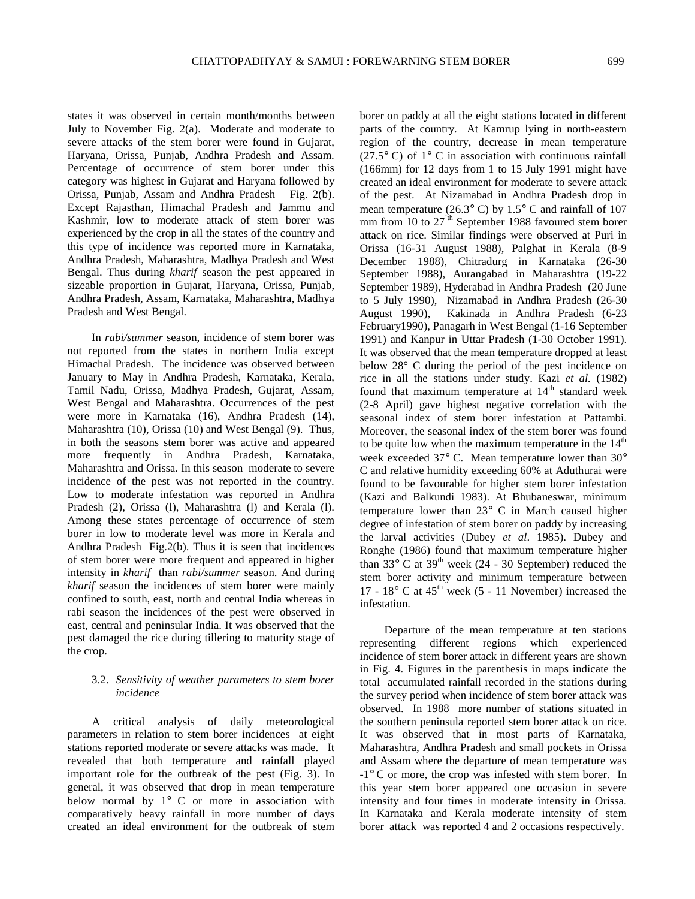states it was observed in certain month/months between July to November Fig. 2(a). Moderate and moderate to severe attacks of the stem borer were found in Gujarat, Haryana, Orissa, Punjab, Andhra Pradesh and Assam. Percentage of occurrence of stem borer under this category was highest in Gujarat and Haryana followed by Orissa, Punjab, Assam and Andhra Pradesh Fig. 2(b). Except Rajasthan, Himachal Pradesh and Jammu and Kashmir, low to moderate attack of stem borer was experienced by the crop in all the states of the country and this type of incidence was reported more in Karnataka, Andhra Pradesh, Maharashtra, Madhya Pradesh and West Bengal. Thus during *kharif* season the pest appeared in sizeable proportion in Gujarat, Haryana, Orissa, Punjab, Andhra Pradesh, Assam, Karnataka, Maharashtra, Madhya Pradesh and West Bengal.

In *rabi/summer* season, incidence of stem borer was not reported from the states in northern India except Himachal Pradesh. The incidence was observed between January to May in Andhra Pradesh, Karnataka, Kerala, Tamil Nadu, Orissa, Madhya Pradesh, Gujarat, Assam, West Bengal and Maharashtra. Occurrences of the pest were more in Karnataka (16), Andhra Pradesh (14), Maharashtra (10), Orissa (10) and West Bengal (9). Thus, in both the seasons stem borer was active and appeared more frequently in Andhra Pradesh, Karnataka, Maharashtra and Orissa. In this season moderate to severe incidence of the pest was not reported in the country. Low to moderate infestation was reported in Andhra Pradesh (2), Orissa (l), Maharashtra (l) and Kerala (l). Among these states percentage of occurrence of stem borer in low to moderate level was more in Kerala and Andhra Pradesh Fig.2(b). Thus it is seen that incidences of stem borer were more frequent and appeared in higher intensity in *kharif* than *rabi/summer* season. And during *kharif* season the incidences of stem borer were mainly confined to south, east, north and central India whereas in rabi season the incidences of the pest were observed in east, central and peninsular India. It was observed that the pest damaged the rice during tillering to maturity stage of the crop.

### 3.2. *Sensitivity of weather parameters to stem borer incidence*

A critical analysis of daily meteorological parameters in relation to stem borer incidences at eight stations reported moderate or severe attacks was made. It revealed that both temperature and rainfall played important role for the outbreak of the pest (Fig. 3). In general, it was observed that drop in mean temperature below normal by 1° C or more in association with comparatively heavy rainfall in more number of days created an ideal environment for the outbreak of stem borer on paddy at all the eight stations located in different parts of the country. At Kamrup lying in north-eastern region of the country, decrease in mean temperature (27.5° C) of 1° C in association with continuous rainfall (166mm) for 12 days from 1 to 15 July 1991 might have created an ideal environment for moderate to severe attack of the pest. At Nizamabad in Andhra Pradesh drop in mean temperature (26.3° C) by 1.5° C and rainfall of 107 mm from 10 to 27$^{th}$ September 1988 favoured stem borer attack on rice. Similar findings were observed at Puri in Orissa (16-31 August 1988), Palghat in Kerala (8-9 December 1988), Chitradurg in Karnataka (26-30 September 1988), Aurangabad in Maharashtra (19-22 September 1989), Hyderabad in Andhra Pradesh (20 June to 5 July 1990), Nizamabad in Andhra Pradesh (26-30 August 1990), Kakinada in Andhra Pradesh (6-23 February1990), Panagarh in West Bengal (1-16 September 1991) and Kanpur in Uttar Pradesh (1-30 October 1991). It was observed that the mean temperature dropped at least below 28° C during the period of the pest incidence on rice in all the stations under study. Kazi *et al.* (1982) found that maximum temperature at 14$^{th}$ standard week (2-8 April) gave highest negative correlation with the seasonal index of stem borer infestation at Pattambi. Moreover, the seasonal index of the stem borer was found to be quite low when the maximum temperature in the 14$^{th}$ week exceeded 37° C. Mean temperature lower than 30° C and relative humidity exceeding 60% at Aduthurai were found to be favourable for higher stem borer infestation (Kazi and Balkundi 1983). At Bhubaneswar, minimum temperature lower than 23° C in March caused higher degree of infestation of stem borer on paddy by increasing the larval activities (Dubey *et al*. 1985). Dubey and Ronghe (1986) found that maximum temperature higher than 33° C at 39$^{th}$ week (24 - 30 September) reduced the stem borer activity and minimum temperature between 17 - 18° C at 45$^{th}$ week (5 - 11 November) increased the infestation.

Departure of the mean temperature at ten stations representing different regions which experienced incidence of stem borer attack in different years are shown in Fig. 4. Figures in the parenthesis in maps indicate the total accumulated rainfall recorded in the stations during the survey period when incidence of stem borer attack was observed. In 1988 more number of stations situated in the southern peninsula reported stem borer attack on rice. It was observed that in most parts of Karnataka, Maharashtra, Andhra Pradesh and small pockets in Orissa and Assam where the departure of mean temperature was -1° C or more, the crop was infested with stem borer. In this year stem borer appeared one occasion in severe intensity and four times in moderate intensity in Orissa. In Karnataka and Kerala moderate intensity of stem borer attack was reported 4 and 2 occasions respectively.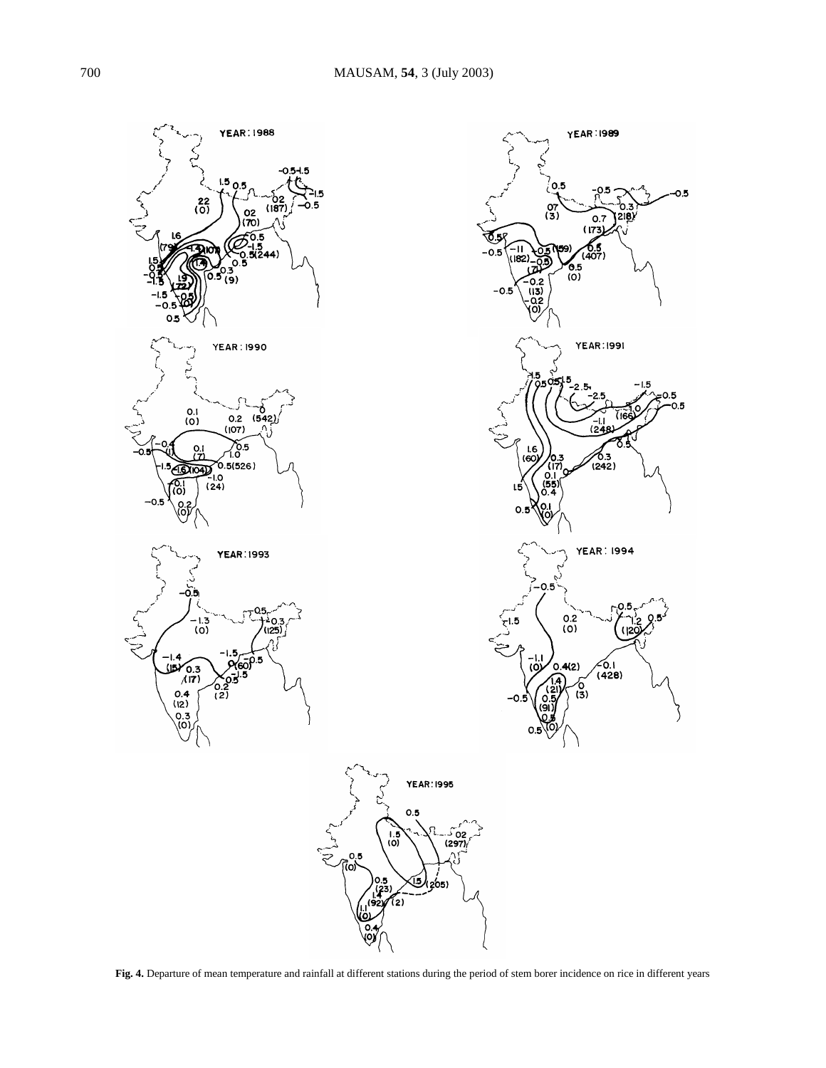**Fig. 4.** Departure of mean temperature and rainfall at different stations during the period of stem borer incidence on rice in different years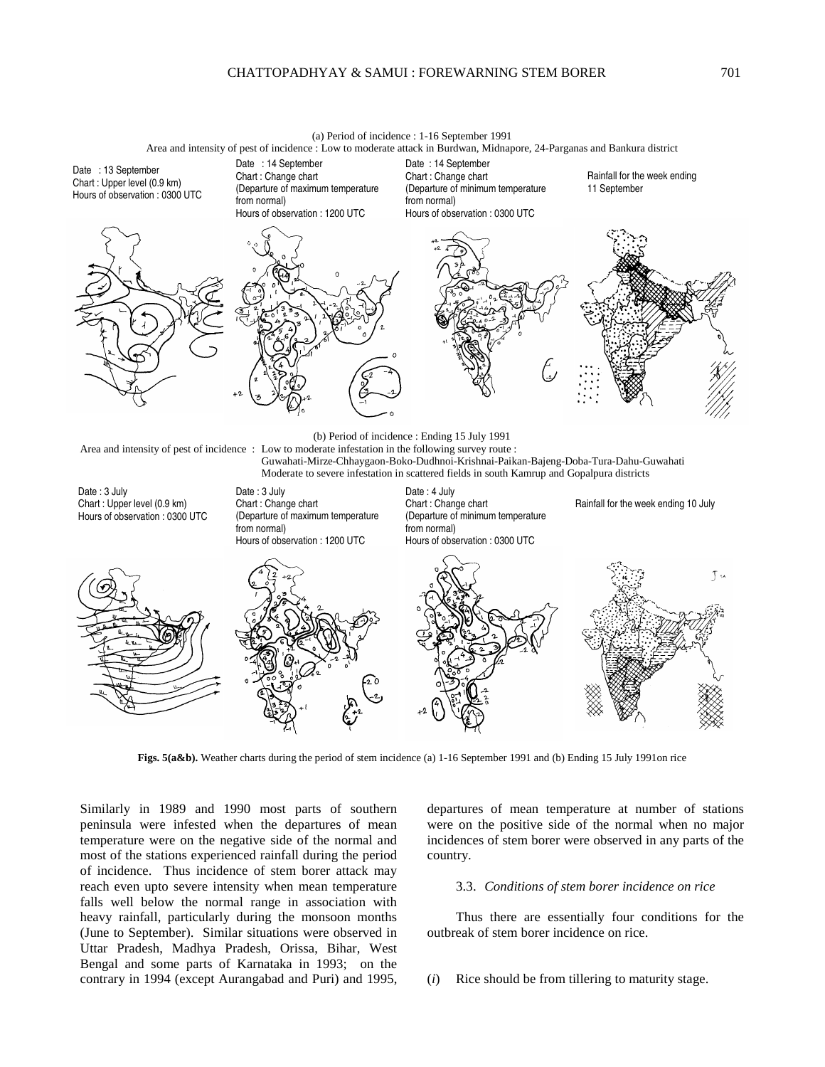(a) Period of incidence : 1-16 September 1991

Area and intensity of pest of incidence : Low to moderate attack in Burdwan, Midnapore, 24-Parganas and Bankura district

Date : 13 September
Chart : Upper level (0.9 km)
Hours of observation : 0300 UTC

Date : 14 September
Chart : Change chart
(Departure of maximum temperature from normal)
Hours of observation : 1200 UTC

Date : 14 September
Chart : Change chart
(Departure of minimum temperature from normal)
Hours of observation : 0300 UTC

Rainfall for the week ending 11 September

(b) Period of incidence : Ending 15 July 1991

Area and intensity of pest of incidence : Low to moderate infestation in the following survey route : Guwahati-Mirze-Chhaygaon-Boko-Dudhnoi-Krishnai-Paikan-Bajeng-Doba-Tura-Dahu-Guwahati. Moderate to severe infestation in scattered fields in south Kamrup and Gopalpura districts

Date : 3 July
Chart : Upper level (0.9 km)
Hours of observation : 0300 UTC

Date : 3 July
Chart : Change chart
(Departure of maximum temperature from normal)
Hours of observation : 1200 UTC

Date : 4 July
Chart : Change chart
(Departure of minimum temperature from normal)
Hours of observation : 0300 UTC

Rainfall for the week ending 10 July

**Figs. 5(a&b).** Weather charts during the period of stem incidence (a) 1-16 September 1991 and (b) Ending 15 July 1991on rice

Similarly in 1989 and 1990 most parts of southern peninsula were infested when the departures of mean temperature were on the negative side of the normal and most of the stations experienced rainfall during the period of incidence. Thus incidence of stem borer attack may reach even upto severe intensity when mean temperature falls well below the normal range in association with heavy rainfall, particularly during the monsoon months (June to September). Similar situations were observed in Uttar Pradesh, Madhya Pradesh, Orissa, Bihar, West Bengal and some parts of Karnataka in 1993; on the contrary in 1994 (except Aurangabad and Puri) and 1995, departures of mean temperature at number of stations were on the positive side of the normal when no major incidences of stem borer were observed in any parts of the country.

### 3.3. *Conditions of stem borer incidence on rice*

Thus there are essentially four conditions for the outbreak of stem borer incidence on rice.

(*i*) Rice should be from tillering to maturity stage.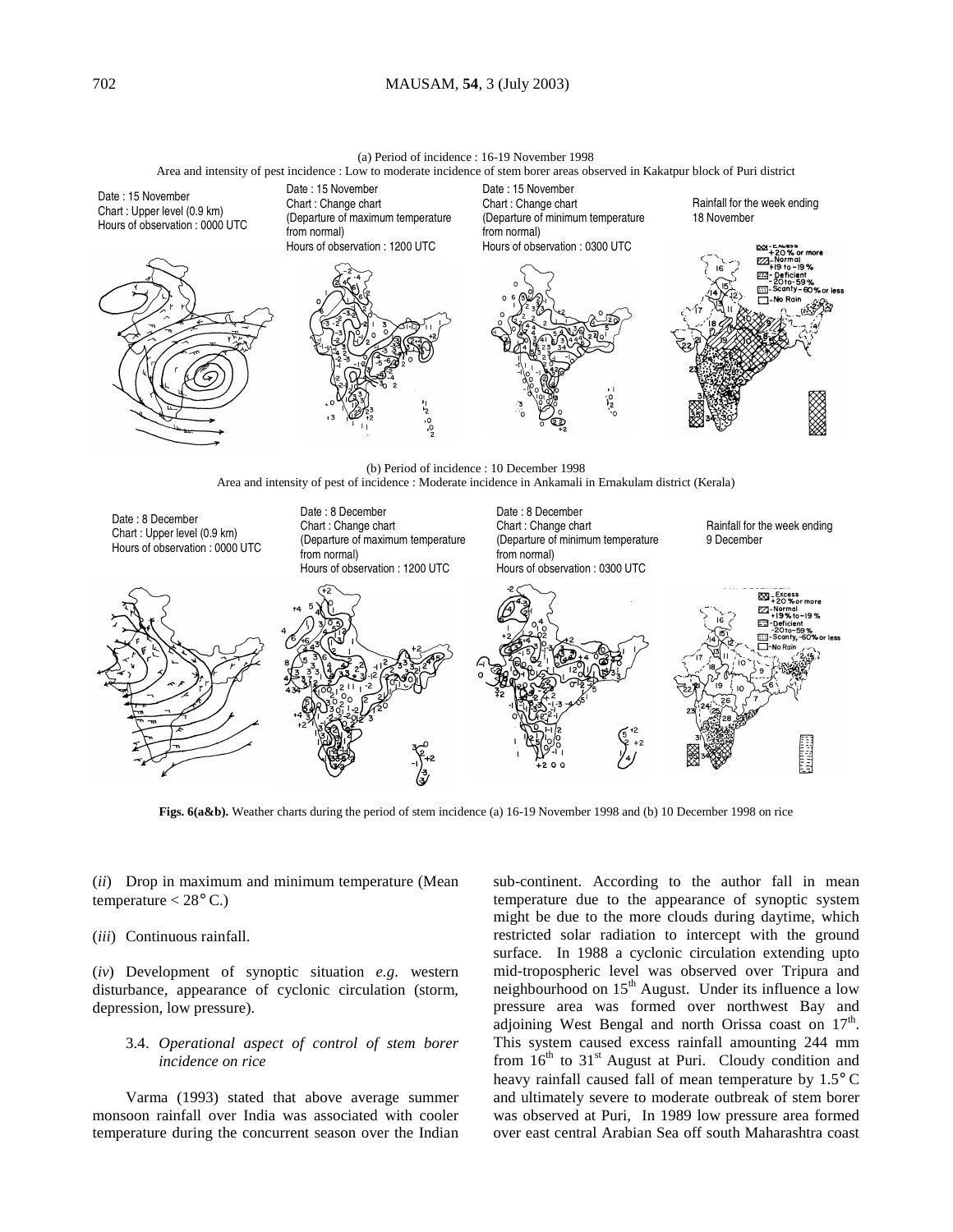(a) Period of incidence : 16-19 November 1998

Area and intensity of pest incidence : Low to moderate incidence of stem borer areas observed in Kakatpur block of Puri district

Date : 15 November
Chart : Upper level (0.9 km)
Hours of observation : 0000 UTC

Date : 15 November
Chart : Change chart
(Departure of maximum temperature from normal)
Hours of observation : 1200 UTC

Date : 15 November
Chart : Change chart
(Departure of minimum temperature from normal)
Hours of observation : 0300 UTC

Rainfall for the week ending 18 November

(b) Period of incidence : 10 December 1998

Area and intensity of pest of incidence : Moderate incidence in Ankamali in Ernakulam district (Kerala)

Date : 8 December
Chart : Upper level (0.9 km)
Hours of observation : 0000 UTC

Date : 8 December
Chart : Change chart
(Departure of maximum temperature from normal)
Hours of observation : 1200 UTC

Date : 8 December
Chart : Change chart
(Departure of minimum temperature from normal)
Hours of observation : 0300 UTC

Rainfall for the week ending 9 December

**Figs. 6(a&b).** Weather charts during the period of stem incidence (a) 16-19 November 1998 and (b) 10 December 1998 on rice

(*ii*) Drop in maximum and minimum temperature (Mean temperature < 28° C.)

(*iii*) Continuous rainfall.

(*iv*) Development of synoptic situation *e.g*. western disturbance, appearance of cyclonic circulation (storm, depression, low pressure).

### 3.4. *Operational aspect of control of stem borer incidence on rice*

Varma (1993) stated that above average summer monsoon rainfall over India was associated with cooler temperature during the concurrent season over the Indian sub-continent. According to the author fall in mean temperature due to the appearance of synoptic system might be due to the more clouds during daytime, which restricted solar radiation to intercept with the ground surface. In 1988 a cyclonic circulation extending upto mid-tropospheric level was observed over Tripura and neighbourhood on 15th August. Under its influence a low pressure area was formed over northwest Bay and adjoining West Bengal and north Orissa coast on 17th. This system caused excess rainfall amounting 244 mm from 16th to 31st August at Puri. Cloudy condition and heavy rainfall caused fall of mean temperature by 1.5° C and ultimately severe to moderate outbreak of stem borer was observed at Puri, In 1989 low pressure area formed over east central Arabian Sea off south Maharashtra coast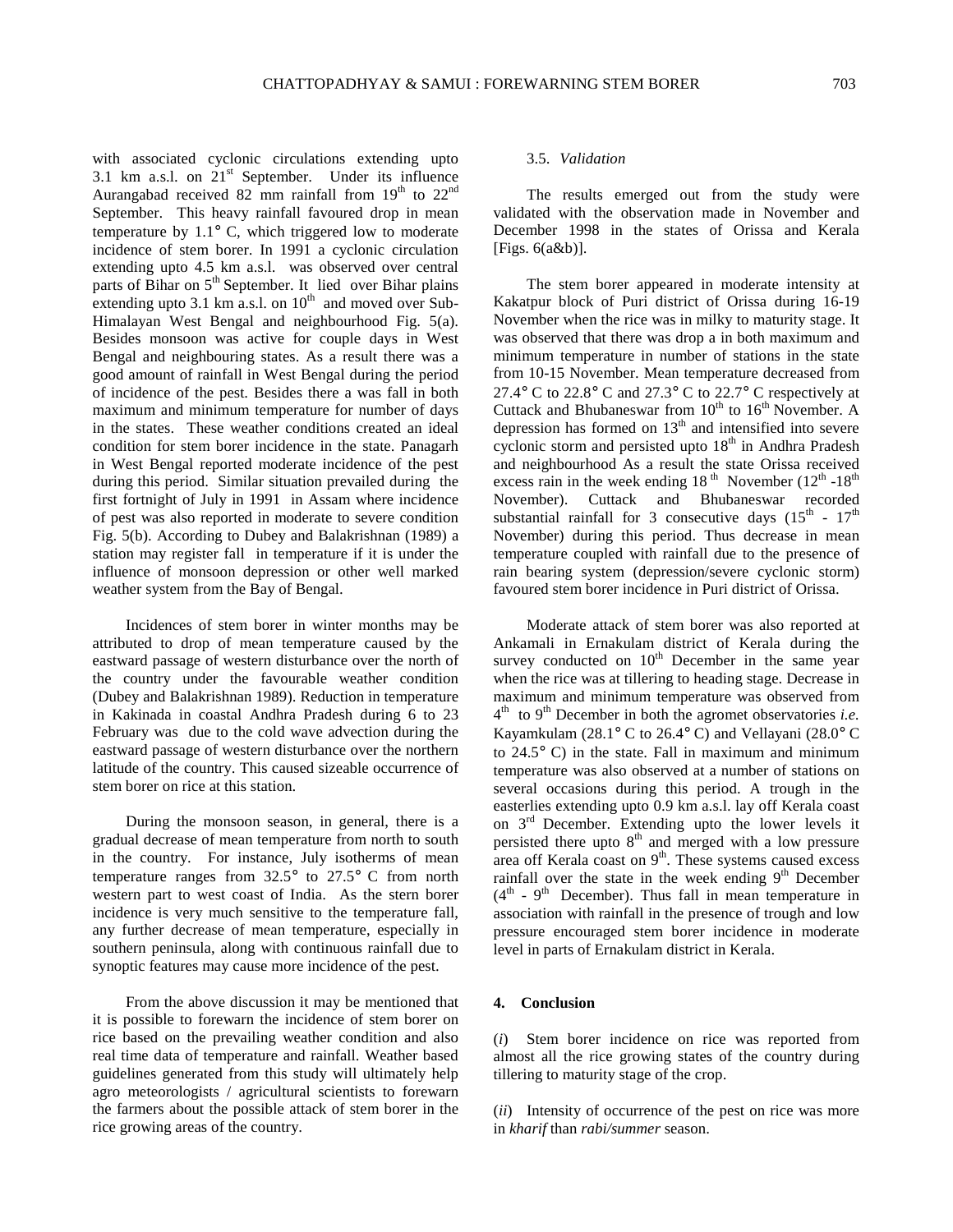with associated cyclonic circulations extending upto 3.1 km a.s.l. on 21st September. Under its influence Aurangabad received 82 mm rainfall from 19th to 22nd September. This heavy rainfall favoured drop in mean temperature by 1.1° C, which triggered low to moderate incidence of stem borer. In 1991 a cyclonic circulation extending upto 4.5 km a.s.l. was observed over central parts of Bihar on 5th September. It lied over Bihar plains extending upto 3.1 km a.s.l. on 10th and moved over Sub-Himalayan West Bengal and neighbourhood Fig. 5(a). Besides monsoon was active for couple days in West Bengal and neighbouring states. As a result there was a good amount of rainfall in West Bengal during the period of incidence of the pest. Besides there a was fall in both maximum and minimum temperature for number of days in the states. These weather conditions created an ideal condition for stem borer incidence in the state. Panagarh in West Bengal reported moderate incidence of the pest during this period. Similar situation prevailed during the first fortnight of July in 1991 in Assam where incidence of pest was also reported in moderate to severe condition Fig. 5(b). According to Dubey and Balakrishnan (1989) a station may register fall in temperature if it is under the influence of monsoon depression or other well marked weather system from the Bay of Bengal.

Incidences of stem borer in winter months may be attributed to drop of mean temperature caused by the eastward passage of western disturbance over the north of the country under the favourable weather condition (Dubey and Balakrishnan 1989). Reduction in temperature in Kakinada in coastal Andhra Pradesh during 6 to 23 February was due to the cold wave advection during the eastward passage of western disturbance over the northern latitude of the country. This caused sizeable occurrence of stem borer on rice at this station.

During the monsoon season, in general, there is a gradual decrease of mean temperature from north to south in the country. For instance, July isotherms of mean temperature ranges from 32.5° to 27.5° C from north western part to west coast of India. As the stern borer incidence is very much sensitive to the temperature fall, any further decrease of mean temperature, especially in southern peninsula, along with continuous rainfall due to synoptic features may cause more incidence of the pest.

From the above discussion it may be mentioned that it is possible to forewarn the incidence of stem borer on rice based on the prevailing weather condition and also real time data of temperature and rainfall. Weather based guidelines generated from this study will ultimately help agro meteorologists / agricultural scientists to forewarn the farmers about the possible attack of stem borer in the rice growing areas of the country.

### 3.5. *Validation*

The results emerged out from the study were validated with the observation made in November and December 1998 in the states of Orissa and Kerala [Figs. 6(a&b)].

The stem borer appeared in moderate intensity at Kakatpur block of Puri district of Orissa during 16-19 November when the rice was in milky to maturity stage. It was observed that there was drop a in both maximum and minimum temperature in number of stations in the state from 10-15 November. Mean temperature decreased from 27.4° C to 22.8° C and 27.3° C to 22.7° C respectively at Cuttack and Bhubaneswar from 10th to 16th November. A depression has formed on 13th and intensified into severe cyclonic storm and persisted upto 18th in Andhra Pradesh and neighbourhood As a result the state Orissa received excess rain in the week ending 18th November (12th -18th November). Cuttack and Bhubaneswar recorded substantial rainfall for 3 consecutive days (15th - 17th November) during this period. Thus decrease in mean temperature coupled with rainfall due to the presence of rain bearing system (depression/severe cyclonic storm) favoured stem borer incidence in Puri district of Orissa.

Moderate attack of stem borer was also reported at Ankamali in Ernakulam district of Kerala during the survey conducted on 10th December in the same year when the rice was at tillering to heading stage. Decrease in maximum and minimum temperature was observed from 4th to 9th December in both the agromet observatories *i.e.* Kayamkulam (28.1° C to 26.4° C) and Vellayani (28.0° C to 24.5° C) in the state. Fall in maximum and minimum temperature was also observed at a number of stations on several occasions during this period. A trough in the easterlies extending upto 0.9 km a.s.l. lay off Kerala coast on 3rd December. Extending upto the lower levels it persisted there upto 8th and merged with a low pressure area off Kerala coast on 9th. These systems caused excess rainfall over the state in the week ending 9th December (4th - 9th December). Thus fall in mean temperature in association with rainfall in the presence of trough and low pressure encouraged stem borer incidence in moderate level in parts of Ernakulam district in Kerala.

## 4. Conclusion

(*i*) Stem borer incidence on rice was reported from almost all the rice growing states of the country during tillering to maturity stage of the crop.

(*ii*) Intensity of occurrence of the pest on rice was more in *kharif* than *rabi/summer* season.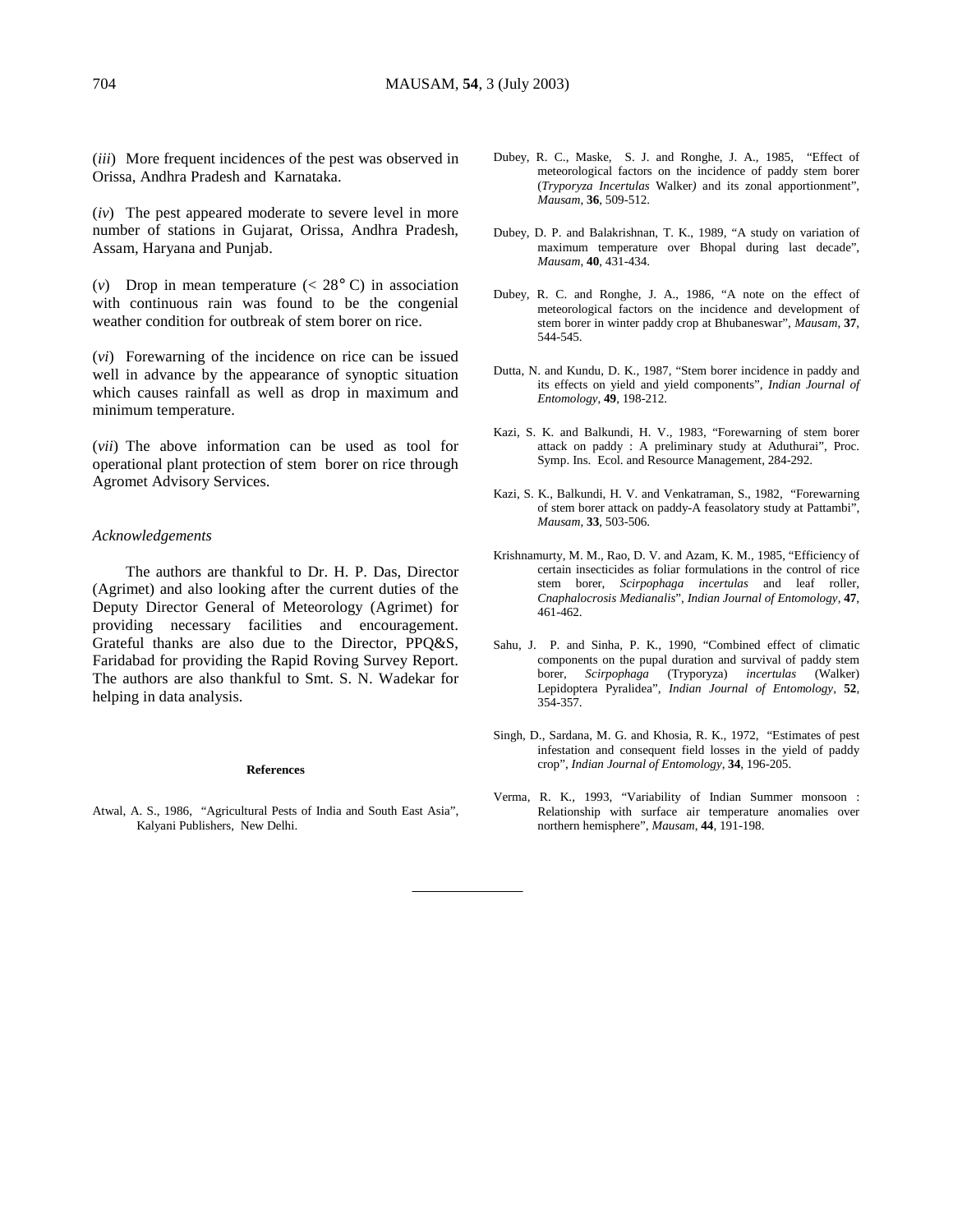(*iii*) More frequent incidences of the pest was observed in Orissa, Andhra Pradesh and Karnataka.

(*iv*) The pest appeared moderate to severe level in more number of stations in Gujarat, Orissa, Andhra Pradesh, Assam, Haryana and Punjab.

(*v*) Drop in mean temperature (< 28° C) in association with continuous rain was found to be the congenial weather condition for outbreak of stem borer on rice.

(*vi*) Forewarning of the incidence on rice can be issued well in advance by the appearance of synoptic situation which causes rainfall as well as drop in maximum and minimum temperature.

(*vii*) The above information can be used as tool for operational plant protection of stem borer on rice through Agromet Advisory Services.

### *Acknowledgements*

The authors are thankful to Dr. H. P. Das, Director (Agrimet) and also looking after the current duties of the Deputy Director General of Meteorology (Agrimet) for providing necessary facilities and encouragement. Grateful thanks are also due to the Director, PPQ&S, Faridabad for providing the Rapid Roving Survey Report. The authors are also thankful to Smt. S. N. Wadekar for helping in data analysis.

### References

Atwal, A. S., 1986, "Agricultural Pests of India and South East Asia", Kalyani Publishers, New Delhi.

Dubey, R. C., Maske, S. J. and Ronghe, J. A., 1985, "Effect of meteorological factors on the incidence of paddy stem borer (*Tryporyza Incertulas* Walker) and its zonal apportionment", *Mausam*, **36**, 509-512.

Dubey, D. P. and Balakrishnan, T. K., 1989, "A study on variation of maximum temperature over Bhopal during last decade", *Mausam*, **40**, 431-434.

Dubey, R. C. and Ronghe, J. A., 1986, "A note on the effect of meteorological factors on the incidence and development of stem borer in winter paddy crop at Bhubaneswar", *Mausam*, **37**, 544-545.

Dutta, N. and Kundu, D. K., 1987, "Stem borer incidence in paddy and its effects on yield and yield components", *Indian Journal of Entomology*, **49**, 198-212.

Kazi, S. K. and Balkundi, H. V., 1983, "Forewarning of stem borer attack on paddy : A preliminary study at Aduthurai", Proc. Symp. Ins. Ecol. and Resource Management, 284-292.

Kazi, S. K., Balkundi, H. V. and Venkatraman, S., 1982, "Forewarning of stem borer attack on paddy-A feasolatory study at Pattambi", *Mausam*, **33**, 503-506.

Krishnamurty, M. M., Rao, D. V. and Azam, K. M., 1985, "Efficiency of certain insecticides as foliar formulations in the control of rice stem borer, *Scirpophaga incertulas* and leaf roller, *Cnaphalocrosis Medianalis*", *Indian Journal of Entomology*, **47**, 461-462.

Sahu, J. P. and Sinha, P. K., 1990, "Combined effect of climatic components on the pupal duration and survival of paddy stem borer, *Scirpophaga* (Tryporyza) *incertulas* (Walker) Lepidoptera Pyralidea", *Indian Journal of Entomology*, **52**, 354-357.

Singh, D., Sardana, M. G. and Khosia, R. K., 1972, "Estimates of pest infestation and consequent field losses in the yield of paddy crop", *Indian Journal of Entomology*, **34**, 196-205.

Verma, R. K., 1993, "Variability of Indian Summer monsoon : Relationship with surface air temperature anomalies over northern hemisphere", *Mausam*, **44**, 191-198.